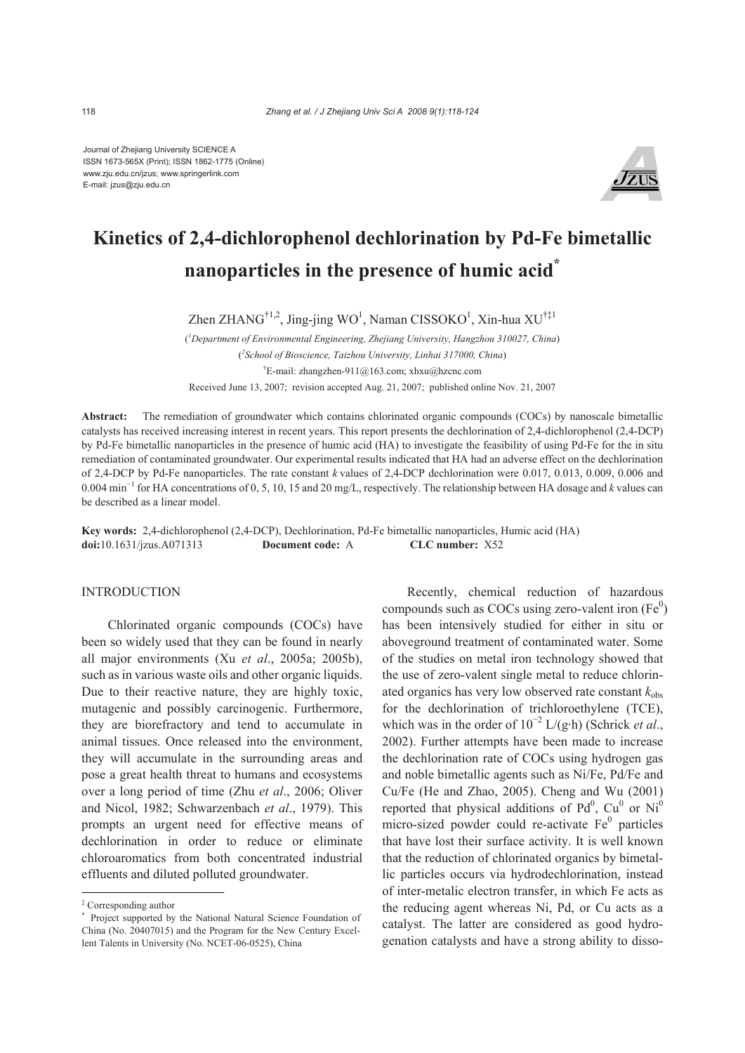Journal of Zhejiang University SCIENCE A
ISSN 1673-565X (Print); ISSN 1862-1775 (Online)
www.zju.edu.cn/jzus; www.springerlink.com
E-mail: jzus@zju.edu.cn

# Kinetics of 2,4-dichlorophenol dechlorination by Pd-Fe bimetallic nanoparticles in the presence of humic acid[*]

Zhen ZHANG[†1,2], Jing-jing WO[1], Naman CISSOKO[1], Xin-hua XU[†‡1]

([1]Department of Environmental Engineering, Zhejiang University, Hangzhou 310027, China)

([2]School of Bioscience, Taizhou University, Linhai 317000, China)

[†]E-mail: zhangzhen-911@163.com; xhxu@hzcnc.com

Received June 13, 2007; revision accepted Aug. 21, 2007; published online Nov. 21, 2007

**Abstract:** The remediation of groundwater which contains chlorinated organic compounds (COCs) by nanoscale bimetallic catalysts has received increasing interest in recent years. This report presents the dechlorination of 2,4-dichlorophenol (2,4-DCP) by Pd-Fe bimetallic nanoparticles in the presence of humic acid (HA) to investigate the feasibility of using Pd-Fe for the in situ remediation of contaminated groundwater. Our experimental results indicated that HA had an adverse effect on the dechlorination of 2,4-DCP by Pd-Fe nanoparticles. The rate constant $k$ values of 2,4-DCP dechlorination were 0.017, 0.013, 0.009, 0.006 and 0.004 $min^{-1}$ for HA concentrations of 0, 5, 10, 15 and 20 mg/L, respectively. The relationship between HA dosage and $k$ values can be described as a linear model.

**Key words:** 2,4-dichlorophenol (2,4-DCP), Dechlorination, Pd-Fe bimetallic nanoparticles, Humic acid (HA)
**doi:**10.1631/jzus.A071313 **Document code:** A **CLC number:** X52

## INTRODUCTION

Chlorinated organic compounds (COCs) have been so widely used that they can be found in nearly all major environments (Xu *et al*., 2005a; 2005b), such as in various waste oils and other organic liquids. Due to their reactive nature, they are highly toxic, mutagenic and possibly carcinogenic. Furthermore, they are biorefractory and tend to accumulate in animal tissues. Once released into the environment, they will accumulate in the surrounding areas and pose a great health threat to humans and ecosystems over a long period of time (Zhu *et al*., 2006; Oliver and Nicol, 1982; Schwarzenbach *et al*., 1979). This prompts an urgent need for effective means of dechlorination in order to reduce or eliminate chloroaromatics from both concentrated industrial effluents and diluted polluted groundwater.

Recently, chemical reduction of hazardous compounds such as COCs using zero-valent iron ($Fe^0$) has been intensively studied for either in situ or aboveground treatment of contaminated water. Some of the studies on metal iron technology showed that the use of zero-valent single metal to reduce chlorinated organics has very low observed rate constant $k_{obs}$ for the dechlorination of trichloroethylene (TCE), which was in the order of $10^{-2}$ L/(g·h) (Schrick *et al*., 2002). Further attempts have been made to increase the dechlorination rate of COCs using hydrogen gas and noble bimetallic agents such as Ni/Fe, Pd/Fe and Cu/Fe (He and Zhao, 2005). Cheng and Wu (2001) reported that physical additions of $Pd^0$, $Cu^0$ or $Ni^0$ micro-sized powder could re-activate $Fe^0$ particles that have lost their surface activity. It is well known that the reduction of chlorinated organics by bimetallic particles occurs via hydrodechlorination, instead of inter-metalic electron transfer, in which Fe acts as the reducing agent whereas Ni, Pd, or Cu acts as a catalyst. The latter are considered as good hydrogenation catalysts and have a strong ability to disso-

---

[‡] Corresponding author

[*] Project supported by the National Natural Science Foundation of China (No. 20407015) and the Program for the New Century Excellent Talents in University (No. NCET-06-0525), China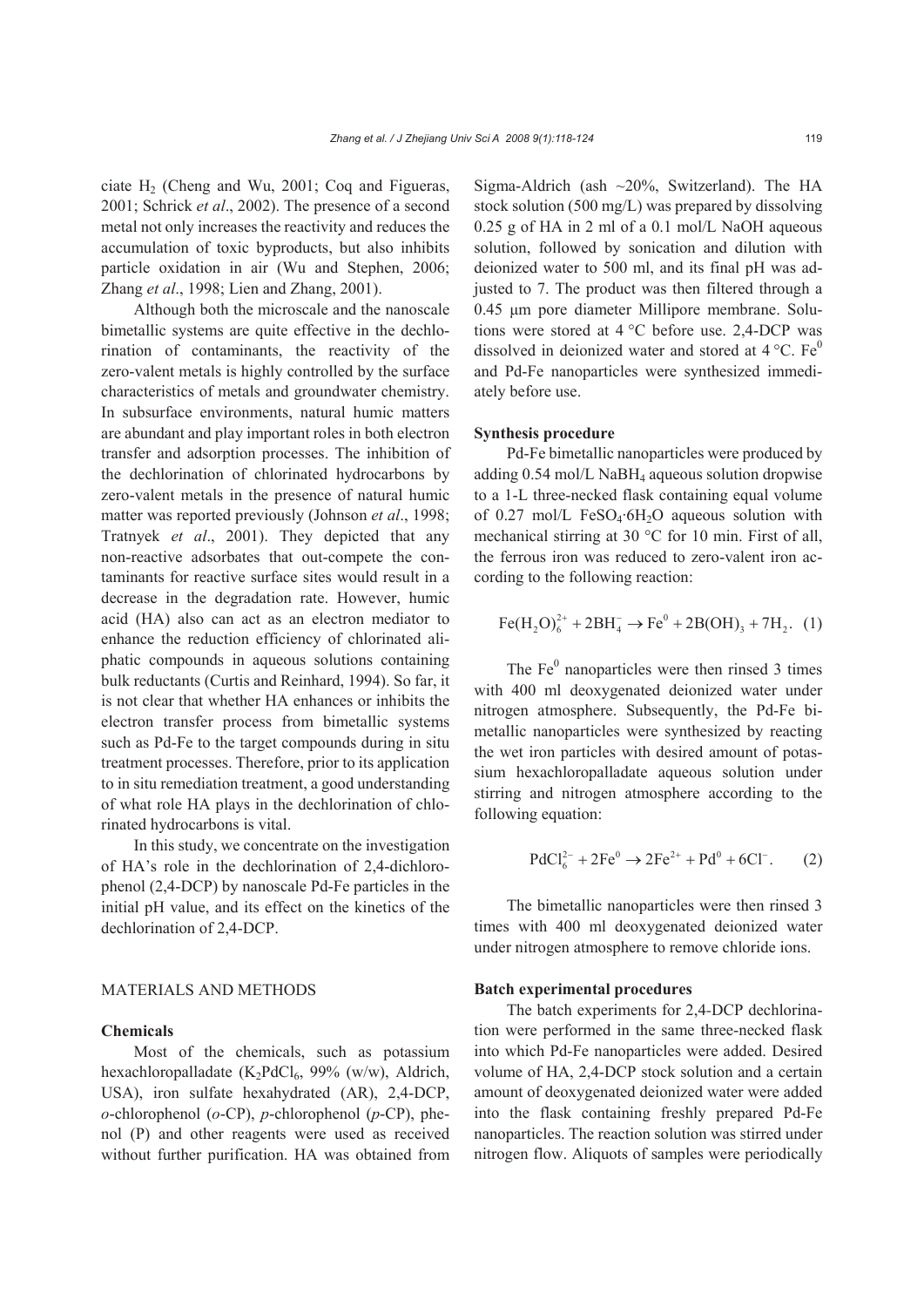ciate $H_2$ (Cheng and Wu, 2001; Coq and Figueras, 2001; Schrick *et al*., 2002). The presence of a second metal not only increases the reactivity and reduces the accumulation of toxic byproducts, but also inhibits particle oxidation in air (Wu and Stephen, 2006; Zhang *et al*., 1998; Lien and Zhang, 2001).

Although both the microscale and the nanoscale bimetallic systems are quite effective in the dechlorination of contaminants, the reactivity of the zero-valent metals is highly controlled by the surface characteristics of metals and groundwater chemistry. In subsurface environments, natural humic matters are abundant and play important roles in both electron transfer and adsorption processes. The inhibition of the dechlorination of chlorinated hydrocarbons by zero-valent metals in the presence of natural humic matter was reported previously (Johnson *et al*., 1998; Tratnyek *et al*., 2001). They depicted that any non-reactive adsorbates that out-compete the contaminants for reactive surface sites would result in a decrease in the degradation rate. However, humic acid (HA) also can act as an electron mediator to enhance the reduction efficiency of chlorinated aliphatic compounds in aqueous solutions containing bulk reductants (Curtis and Reinhard, 1994). So far, it is not clear that whether HA enhances or inhibits the electron transfer process from bimetallic systems such as Pd-Fe to the target compounds during in situ treatment processes. Therefore, prior to its application to in situ remediation treatment, a good understanding of what role HA plays in the dechlorination of chlorinated hydrocarbons is vital.

In this study, we concentrate on the investigation of HA's role in the dechlorination of 2,4-dichlorophenol (2,4-DCP) by nanoscale Pd-Fe particles in the initial pH value, and its effect on the kinetics of the dechlorination of 2,4-DCP.

## MATERIALS AND METHODS

### Chemicals

Most of the chemicals, such as potassium hexachloropalladate ($K_2PdCl_6$, 99% (w/w), Aldrich, USA), iron sulfate hexahydrated (AR), 2,4-DCP, *o*-chlorophenol (*o*-CP), *p*-chlorophenol (*p*-CP), phenol (P) and other reagents were used as received without further purification. HA was obtained from Sigma-Aldrich (ash ~20%, Switzerland). The HA stock solution (500 mg/L) was prepared by dissolving 0.25 g of HA in 2 ml of a 0.1 mol/L NaOH aqueous solution, followed by sonication and dilution with deionized water to 500 ml, and its final pH was adjusted to 7. The product was then filtered through a 0.45 μm pore diameter Millipore membrane. Solutions were stored at 4 °C before use. 2,4-DCP was dissolved in deionized water and stored at 4 °C. $Fe^0$ and Pd-Fe nanoparticles were synthesized immediately before use.

### Synthesis procedure

Pd-Fe bimetallic nanoparticles were produced by adding 0.54 mol/L $NaBH_4$ aqueous solution dropwise to a 1-L three-necked flask containing equal volume of 0.27 mol/L $FeSO_4 \cdot 6H_2O$ aqueous solution with mechanical stirring at 30 °C for 10 min. First of all, the ferrous iron was reduced to zero-valent iron according to the following reaction:

$$Fe(H_2O)_6^{2+} + 2BH_4^- \rightarrow Fe^0 + 2B(OH)_3 + 7H_2. \quad (1)$$

The $Fe^0$ nanoparticles were then rinsed 3 times with 400 ml deoxygenated deionized water under nitrogen atmosphere. Subsequently, the Pd-Fe bimetallic nanoparticles were synthesized by reacting the wet iron particles with desired amount of potassium hexachloropalladate aqueous solution under stirring and nitrogen atmosphere according to the following equation:

$$PdCl_6^{2-} + 2Fe^0 \rightarrow 2Fe^{2+} + Pd^0 + 6Cl^-. \quad (2)$$

The bimetallic nanoparticles were then rinsed 3 times with 400 ml deoxygenated deionized water under nitrogen atmosphere to remove chloride ions.

### Batch experimental procedures

The batch experiments for 2,4-DCP dechlorination were performed in the same three-necked flask into which Pd-Fe nanoparticles were added. Desired volume of HA, 2,4-DCP stock solution and a certain amount of deoxygenated deionized water were added into the flask containing freshly prepared Pd-Fe nanoparticles. The reaction solution was stirred under nitrogen flow. Aliquots of samples were periodically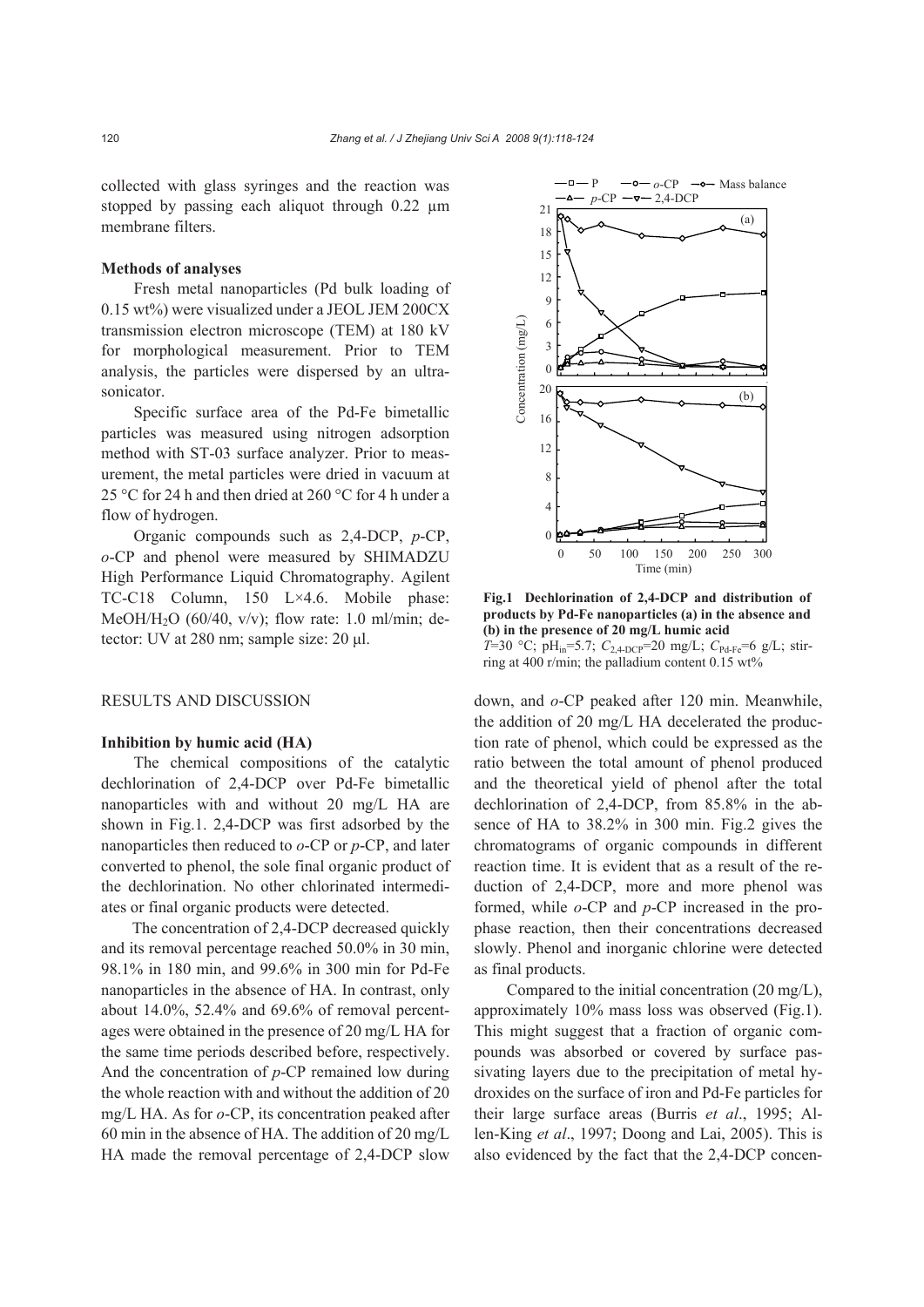collected with glass syringes and the reaction was stopped by passing each aliquot through 0.22 µm membrane filters.

### Methods of analyses

Fresh metal nanoparticles (Pd bulk loading of 0.15 wt%) were visualized under a JEOL JEM 200CX transmission electron microscope (TEM) at 180 kV for morphological measurement. Prior to TEM analysis, the particles were dispersed by an ultrasonicator.

Specific surface area of the Pd-Fe bimetallic particles was measured using nitrogen adsorption method with ST-03 surface analyzer. Prior to measurement, the metal particles were dried in vacuum at 25 °C for 24 h and then dried at 260 °C for 4 h under a flow of hydrogen.

Organic compounds such as 2,4-DCP, *p*-CP, *o*-CP and phenol were measured by SHIMADZU High Performance Liquid Chromatography. Agilent TC-C18 Column, 150 L×4.6. Mobile phase: MeOH/$H_2O$ (60/40, v/v); flow rate: 1.0 ml/min; detector: UV at 280 nm; sample size: 20 µl.

## RESULTS AND DISCUSSION

### Inhibition by humic acid (HA)

The chemical compositions of the catalytic dechlorination of 2,4-DCP over Pd-Fe bimetallic nanoparticles with and without 20 mg/L HA are shown in Fig.1. 2,4-DCP was first adsorbed by the nanoparticles then reduced to *o*-CP or *p*-CP, and later converted to phenol, the sole final organic product of the dechlorination. No other chlorinated intermediates or final organic products were detected.

The concentration of 2,4-DCP decreased quickly and its removal percentage reached 50.0% in 30 min, 98.1% in 180 min, and 99.6% in 300 min for Pd-Fe nanoparticles in the absence of HA. In contrast, only about 14.0%, 52.4% and 69.6% of removal percentages were obtained in the presence of 20 mg/L HA for the same time periods described before, respectively. And the concentration of *p*-CP remained low during the whole reaction with and without the addition of 20 mg/L HA. As for *o*-CP, its concentration peaked after 60 min in the absence of HA. The addition of 20 mg/L HA made the removal percentage of 2,4-DCP slow down, and *o*-CP peaked after 120 min. Meanwhile, the addition of 20 mg/L HA decelerated the production rate of phenol, which could be expressed as the ratio between the total amount of phenol produced and the theoretical yield of phenol after the total dechlorination of 2,4-DCP, from 85.8% in the absence of HA to 38.2% in 300 min. Fig.2 gives the chromatograms of organic compounds in different reaction time. It is evident that as a result of the reduction of 2,4-DCP, more and more phenol was formed, while *o*-CP and *p*-CP increased in the prophase reaction, then their concentrations decreased slowly. Phenol and inorganic chlorine were detected as final products.

P
*o*-CP
Mass balance
*p*-CP
2,4-DCP
(a)
(b)
Concentration (mg/L)
Time (min)
0 50 100 150 200 250 300
21 18 15 12 9 6 3 0
20 16 12 8 4 0

**Fig.1 Dechlorination of 2,4-DCP and distribution of products by Pd-Fe nanoparticles (a) in the absence and (b) in the presence of 20 mg/L humic acid**
$T$=30 °C; $pH_{in}$=5.7; $C_{2,4\text{-DCP}}$=20 mg/L; $C_{Pd\text{-}Fe}$=6 g/L; stirring at 400 r/min; the palladium content 0.15 wt%

Compared to the initial concentration (20 mg/L), approximately 10% mass loss was observed (Fig.1). This might suggest that a fraction of organic compounds was absorbed or covered by surface passivating layers due to the precipitation of metal hydroxides on the surface of iron and Pd-Fe particles for their large surface areas (Burris *et al*., 1995; Allen-King *et al*., 1997; Doong and Lai, 2005). This is also evidenced by the fact that the 2,4-DCP concen-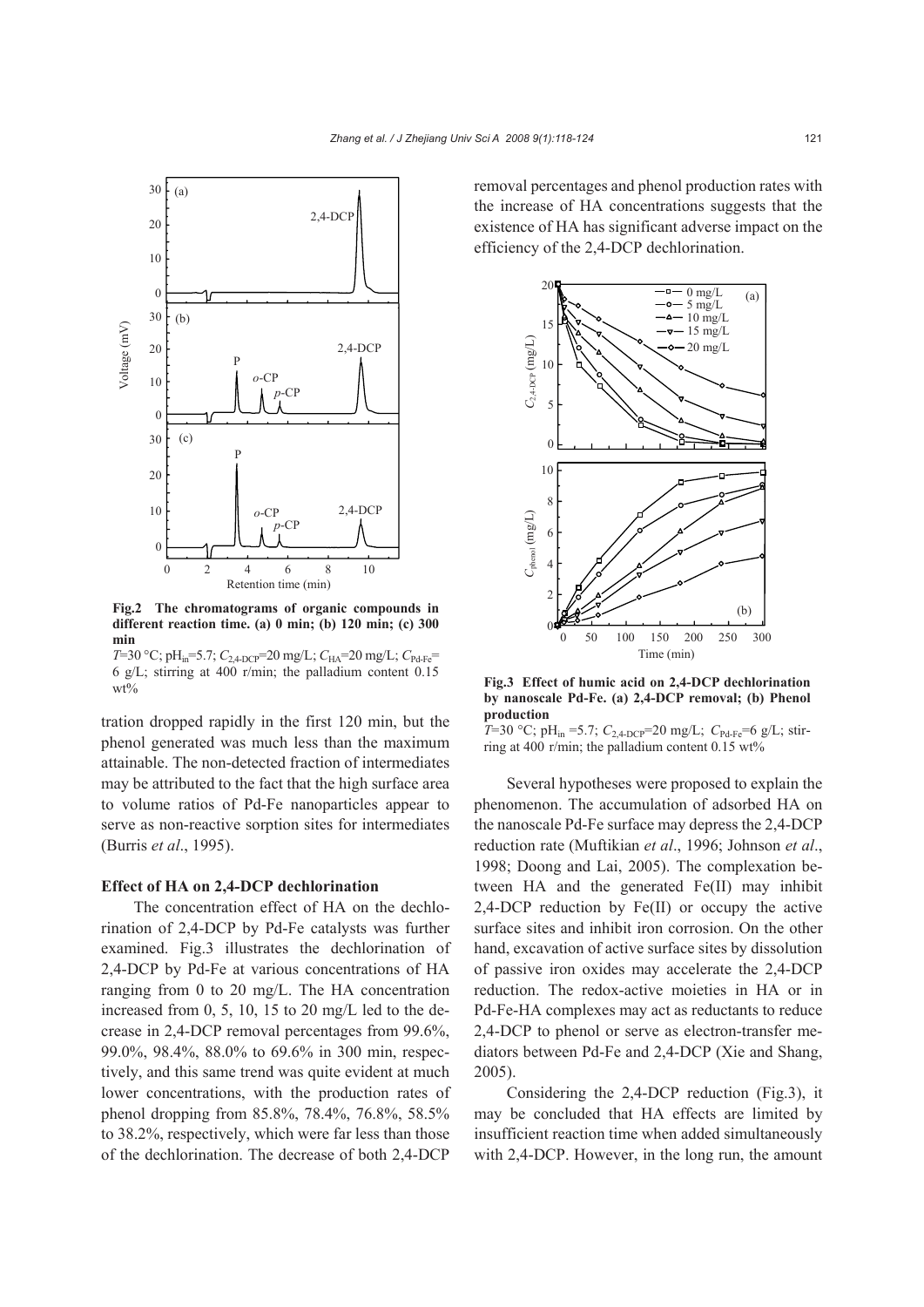30 (a)

2,4-DCP

20

10

0

30 (b)

P

2,4-DCP

20

*o*-CP

10

*p*-CP

0

30 (c)

P

20

10

*o*-CP

2,4-DCP

*p*-CP

0

0 2 4 6 8 10

Retention time (min)

Voltage (mV)

**Fig.2 The chromatograms of organic compounds in different reaction time. (a) 0 min; (b) 120 min; (c) 300 min**

$T$=30 °C; $pH_{in}$=5.7; $C_{2,4\text{-DCP}}$=20 mg/L; $C_{HA}$=20 mg/L; $C_{Pd\text{-}Fe}$=6 g/L; stirring at 400 r/min; the palladium content 0.15 wt%

tration dropped rapidly in the first 120 min, but the phenol generated was much less than the maximum attainable. The non-detected fraction of intermediates may be attributed to the fact that the high surface area to volume ratios of Pd-Fe nanoparticles appear to serve as non-reactive sorption sites for intermediates (Burris *et al*., 1995).

### Effect of HA on 2,4-DCP dechlorination

The concentration effect of HA on the dechlorination of 2,4-DCP by Pd-Fe catalysts was further examined. Fig.3 illustrates the dechlorination of 2,4-DCP by Pd-Fe at various concentrations of HA ranging from 0 to 20 mg/L. The HA concentration increased from 0, 5, 10, 15 to 20 mg/L led to the decrease in 2,4-DCP removal percentages from 99.6%, 99.0%, 98.4%, 88.0% to 69.6% in 300 min, respectively, and this same trend was quite evident at much lower concentrations, with the production rates of phenol dropping from 85.8%, 78.4%, 76.8%, 58.5% to 38.2%, respectively, which were far less than those of the dechlorination. The decrease of both 2,4-DCP removal percentages and phenol production rates with the increase of HA concentrations suggests that the existence of HA has significant adverse impact on the efficiency of the 2,4-DCP dechlorination.

20 (a)

0 mg/L

5 mg/L

10 mg/L

15 mg/L

20 mg/L

15

10

5

0

$C_{2,4\text{-DCP}}$ (mg/L)

10

8

6

4

2

0

(b)

$C_{phenol}$ (mg/L)

0 50 100 150 200 250 300

Time (min)

**Fig.3 Effect of humic acid on 2,4-DCP dechlorination by nanoscale Pd-Fe. (a) 2,4-DCP removal; (b) Phenol production**

$T$=30 °C; $pH_{in}$ =5.7; $C_{2,4\text{-DCP}}$=20 mg/L; $C_{Pd\text{-}Fe}$=6 g/L; stirring at 400 r/min; the palladium content 0.15 wt%

Several hypotheses were proposed to explain the phenomenon. The accumulation of adsorbed HA on the nanoscale Pd-Fe surface may depress the 2,4-DCP reduction rate (Muftikian *et al*., 1996; Johnson *et al*., 1998; Doong and Lai, 2005). The complexation between HA and the generated Fe(II) may inhibit 2,4-DCP reduction by Fe(II) or occupy the active surface sites and inhibit iron corrosion. On the other hand, excavation of active surface sites by dissolution of passive iron oxides may accelerate the 2,4-DCP reduction. The redox-active moieties in HA or in Pd-Fe-HA complexes may act as reductants to reduce 2,4-DCP to phenol or serve as electron-transfer mediators between Pd-Fe and 2,4-DCP (Xie and Shang, 2005).

Considering the 2,4-DCP reduction (Fig.3), it may be concluded that HA effects are limited by insufficient reaction time when added simultaneously with 2,4-DCP. However, in the long run, the amount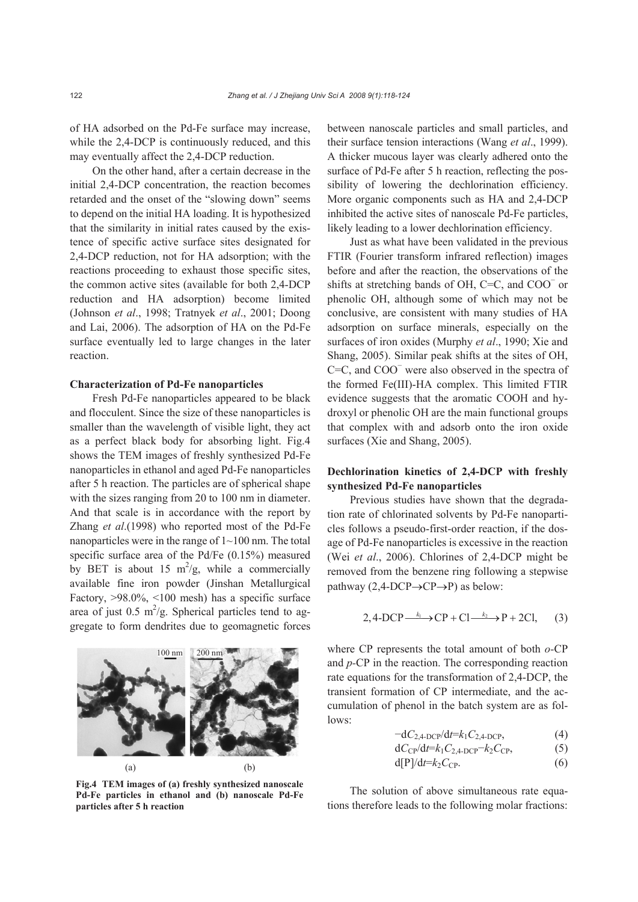of HA adsorbed on the Pd-Fe surface may increase, while the 2,4-DCP is continuously reduced, and this may eventually affect the 2,4-DCP reduction.

On the other hand, after a certain decrease in the initial 2,4-DCP concentration, the reaction becomes retarded and the onset of the "slowing down" seems to depend on the initial HA loading. It is hypothesized that the similarity in initial rates caused by the existence of specific active surface sites designated for 2,4-DCP reduction, not for HA adsorption; with the reactions proceeding to exhaust those specific sites, the common active sites (available for both 2,4-DCP reduction and HA adsorption) become limited (Johnson *et al*., 1998; Tratnyek *et al*., 2001; Doong and Lai, 2006). The adsorption of HA on the Pd-Fe surface eventually led to large changes in the later reaction.

**Characterization of Pd-Fe nanoparticles**

Fresh Pd-Fe nanoparticles appeared to be black and flocculent. Since the size of these nanoparticles is smaller than the wavelength of visible light, they act as a perfect black body for absorbing light. Fig.4 shows the TEM images of freshly synthesized Pd-Fe nanoparticles in ethanol and aged Pd-Fe nanoparticles after 5 h reaction. The particles are of spherical shape with the sizes ranging from 20 to 100 nm in diameter. And that scale is in accordance with the report by Zhang *et al*.(1998) who reported most of the Pd-Fe nanoparticles were in the range of 1~100 nm. The total specific surface area of the Pd/Fe (0.15%) measured by BET is about 15 $m^2/g$, while a commercially available fine iron powder (Jinshan Metallurgical Factory, >98.0%, <100 mesh) has a specific surface area of just 0.5 $m^2/g$. Spherical particles tend to aggregate to form dendrites due to geomagnetic forces between nanoscale particles and small particles, and their surface tension interactions (Wang *et al*., 1999). A thicker mucous layer was clearly adhered onto the surface of Pd-Fe after 5 h reaction, reflecting the possibility of lowering the dechlorination efficiency. More organic components such as HA and 2,4-DCP inhibited the active sites of nanoscale Pd-Fe particles, likely leading to a lower dechlorination efficiency.

100 nm
200 nm
(a)
(b)

**Fig.4 TEM images of (a) freshly synthesized nanoscale Pd-Fe particles in ethanol and (b) nanoscale Pd-Fe particles after 5 h reaction**

Just as what have been validated in the previous FTIR (Fourier transform infrared reflection) images before and after the reaction, the observations of the shifts at stretching bands of OH, C=C, and $COO^-$ or phenolic OH, although some of which may not be conclusive, are consistent with many studies of HA adsorption on surface minerals, especially on the surfaces of iron oxides (Murphy *et al*., 1990; Xie and Shang, 2005). Similar peak shifts at the sites of OH, C=C, and $COO^-$ were also observed in the spectra of the formed Fe(III)-HA complex. This limited FTIR evidence suggests that the aromatic COOH and hydroxyl or phenolic OH are the main functional groups that complex with and adsorb onto the iron oxide surfaces (Xie and Shang, 2005).

**Dechlorination kinetics of 2,4-DCP with freshly synthesized Pd-Fe nanoparticles**

Previous studies have shown that the degradation rate of chlorinated solvents by Pd-Fe nanoparticles follows a pseudo-first-order reaction, if the dosage of Pd-Fe nanoparticles is excessive in the reaction (Wei *et al*., 2006). Chlorines of 2,4-DCP might be removed from the benzene ring following a stepwise pathway (2,4-DCP→CP→P) as below:

$$2,4\text{-DCP} \xrightarrow{k_1} \text{CP} + \text{Cl} \xrightarrow{k_2} \text{P} + 2\text{Cl}, \quad (3)$$

where CP represents the total amount of both *o*-CP and *p*-CP in the reaction. The corresponding reaction rate equations for the transformation of 2,4-DCP, the transient formation of CP intermediate, and the accumulation of phenol in the batch system are as follows:

$$-dC_{2,4\text{-DCP}}/dt=k_1C_{2,4\text{-DCP}}, \quad (4)$$

$$dC_{\text{CP}}/dt=k_1C_{2,4\text{-DCP}}-k_2C_{\text{CP}}, \quad (5)$$

$$d[\text{P}]/dt=k_2C_{\text{CP}}. \quad (6)$$

The solution of above simultaneous rate equations therefore leads to the following molar fractions: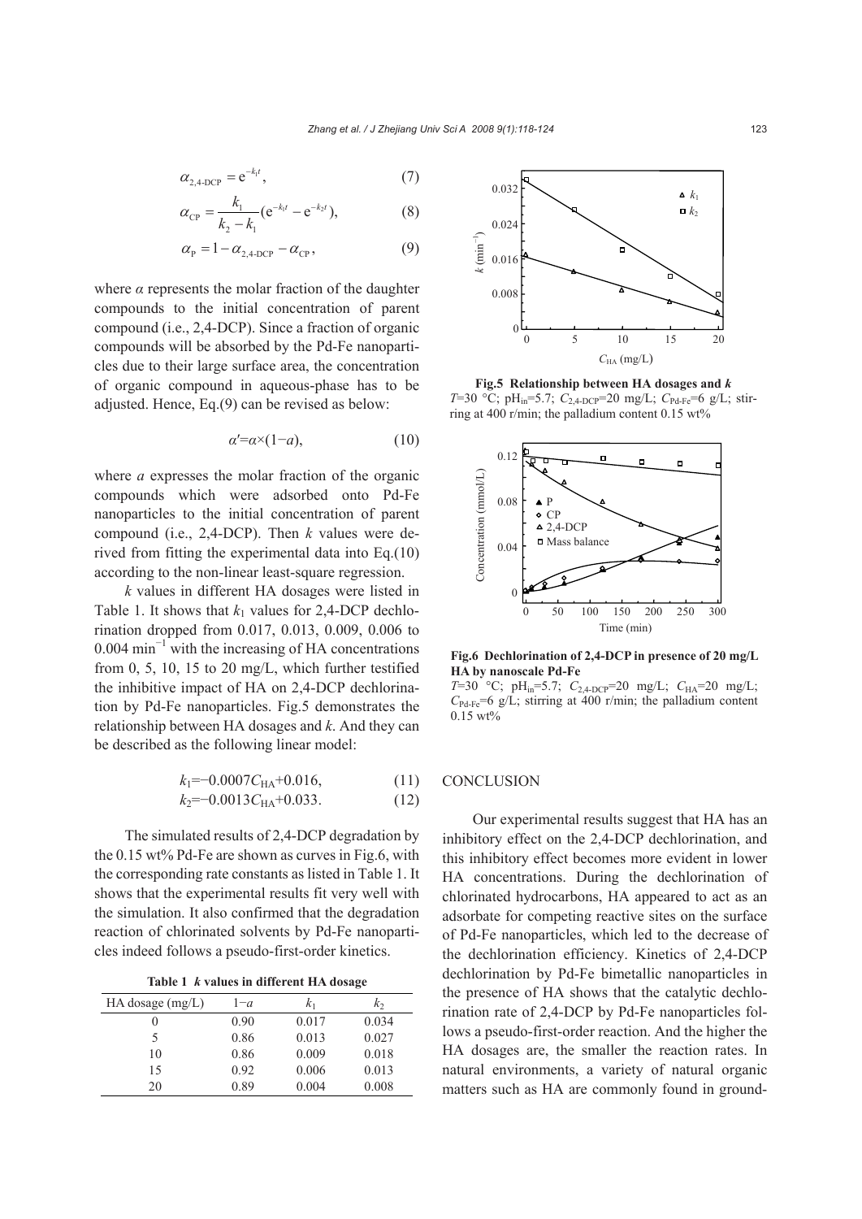$$\alpha_{2,4\text{-DCP}} = e^{-k_1 t}, \tag{7}$$

$$\alpha_{CP} = \frac{k_1}{k_2 - k_1}(e^{-k_1 t} - e^{-k_2 t}), \tag{8}$$

$$\alpha_P = 1 - \alpha_{2,4\text{-DCP}} - \alpha_{CP}, \tag{9}$$

where $\alpha$ represents the molar fraction of the daughter compounds to the initial concentration of parent compound (i.e., 2,4-DCP). Since a fraction of organic compounds will be absorbed by the Pd-Fe nanoparticles due to their large surface area, the concentration of organic compound in aqueous-phase has to be adjusted. Hence, Eq.(9) can be revised as below:

$$\alpha' = \alpha \times (1 - a), \tag{10}$$

where $a$ expresses the molar fraction of the organic compounds which were adsorbed onto Pd-Fe nanoparticles to the initial concentration of parent compound (i.e., 2,4-DCP). Then $k$ values were derived from fitting the experimental data into Eq.(10) according to the non-linear least-square regression.

$k$ values in different HA dosages were listed in Table 1. It shows that $k_1$ values for 2,4-DCP dechlorination dropped from 0.017, 0.013, 0.009, 0.006 to 0.004 $min^{-1}$ with the increasing of HA concentrations from 0, 5, 10, 15 to 20 mg/L, which further testified the inhibitive impact of HA on 2,4-DCP dechlorination by Pd-Fe nanoparticles. Fig.5 demonstrates the relationship between HA dosages and $k$. And they can be described as the following linear model:

$$k_1 = -0.0007 C_{HA} + 0.016, \tag{11}$$

$$k_2 = -0.0013 C_{HA} + 0.033. \tag{12}$$

The simulated results of 2,4-DCP degradation by the 0.15 wt% Pd-Fe are shown as curves in Fig.6, with the corresponding rate constants as listed in Table 1. It shows that the experimental results fit very well with the simulation. It also confirmed that the degradation reaction of chlorinated solvents by Pd-Fe nanoparticles indeed follows a pseudo-first-order kinetics.

**Table 1 $k$ values in different HA dosage**

| HA dosage (mg/L) | $1-a$ | $k_1$ | $k_2$ |
|---|---|---|---|
| 0 | 0.90 | 0.017 | 0.034 |
| 5 | 0.86 | 0.013 | 0.027 |
| 10 | 0.86 | 0.009 | 0.018 |
| 15 | 0.92 | 0.006 | 0.013 |
| 20 | 0.89 | 0.004 | 0.008 |

k (min⁻¹)
0.032
0.024
0.016
0.008
0
0 5 10 15 20
$C_{HA}$ (mg/L)
$k_1$
$k_2$

**Fig.5 Relationship between HA dosages and $k$**
$T$=30 °C; $pH_{in}$=5.7; $C_{2,4\text{-DCP}}$=20 mg/L; $C_{Pd\text{-}Fe}$=6 g/L; stirring at 400 r/min; the palladium content 0.15 wt%

Concentration (mmol/L)
0.12
0.08
0.04
0
0 50 100 150 200 250 300
Time (min)
P
CP
2,4-DCP
Mass balance

**Fig.6 Dechlorination of 2,4-DCP in presence of 20 mg/L HA by nanoscale Pd-Fe**
$T$=30 °C; $pH_{in}$=5.7; $C_{2,4\text{-DCP}}$=20 mg/L; $C_{HA}$=20 mg/L; $C_{Pd\text{-}Fe}$=6 g/L; stirring at 400 r/min; the palladium content 0.15 wt%

## CONCLUSION

Our experimental results suggest that HA has an inhibitory effect on the 2,4-DCP dechlorination, and this inhibitory effect becomes more evident in lower HA concentrations. During the dechlorination of chlorinated hydrocarbons, HA appeared to act as an adsorbate for competing reactive sites on the surface of Pd-Fe nanoparticles, which led to the decrease of the dechlorination efficiency. Kinetics of 2,4-DCP dechlorination by Pd-Fe bimetallic nanoparticles in the presence of HA shows that the catalytic dechlorination rate of 2,4-DCP by Pd-Fe nanoparticles follows a pseudo-first-order reaction. And the higher the HA dosages are, the smaller the reaction rates. In natural environments, a variety of natural organic matters such as HA are commonly found in ground-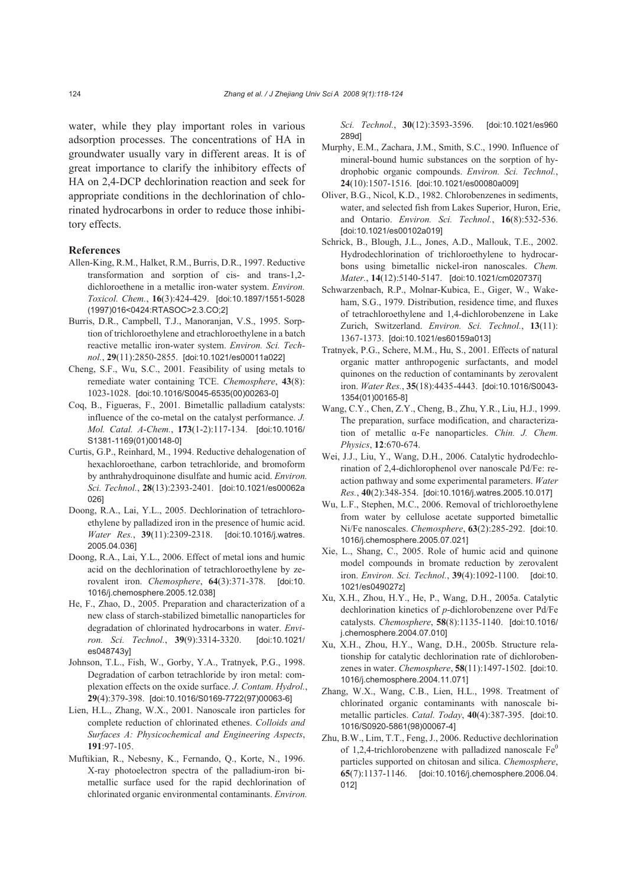water, while they play important roles in various adsorption processes. The concentrations of HA in groundwater usually vary in different areas. It is of great importance to clarify the inhibitory effects of HA on 2,4-DCP dechlorination reaction and seek for appropriate conditions in the dechlorination of chlorinated hydrocarbons in order to reduce those inhibitory effects.

## References

Allen-King, R.M., Halket, R.M., Burris, D.R., 1997. Reductive transformation and sorption of cis- and trans-1,2-dichloroethene in a metallic iron-water system. *Environ. Toxicol. Chem.*, **16**(3):424-429. [doi:10.1897/1551-5028(1997)016<0424:RTASOC>2.3.CO;2]

Burris, D.R., Campbell, T.J., Manoranjan, V.S., 1995. Sorption of trichloroethylene and etrachloroethylene in a batch reactive metallic iron-water system. *Environ. Sci. Technol.*, **29**(11):2850-2855. [doi:10.1021/es00011a022]

Cheng, S.F., Wu, S.C., 2001. Feasibility of using metals to remediate water containing TCE. *Chemosphere*, **43**(8):1023-1028. [doi:10.1016/S0045-6535(00)00263-0]

Coq, B., Figueras, F., 2001. Bimetallic palladium catalysts: influence of the co-metal on the catalyst performance. *J. Mol. Catal. A-Chem.*, **173**(1-2):117-134. [doi:10.1016/S1381-1169(01)00148-0]

Curtis, G.P., Reinhard, M., 1994. Reductive dehalogenation of hexachloroethane, carbon tetrachloride, and bromoform by anthrahydroquinone disulfate and humic acid. *Environ. Sci. Technol.*, **28**(13):2393-2401. [doi:10.1021/es00062a026]

Doong, R.A., Lai, Y.L., 2005. Dechlorination of tetrachloroethylene by palladized iron in the presence of humic acid. *Water Res.*, **39**(11):2309-2318. [doi:10.1016/j.watres.2005.04.036]

Doong, R.A., Lai, Y.L., 2006. Effect of metal ions and humic acid on the dechlorination of tetrachloroethylene by zerovalent iron. *Chemosphere*, **64**(3):371-378. [doi:10.1016/j.chemosphere.2005.12.038]

He, F., Zhao, D., 2005. Preparation and characterization of a new class of starch-stabilized bimetallic nanoparticles for degradation of chlorinated hydrocarbons in water. *Environ. Sci. Technol.*, **39**(9):3314-3320. [doi:10.1021/es048743y]

Johnson, T.L., Fish, W., Gorby, Y.A., Tratnyek, P.G., 1998. Degradation of carbon tetrachloride by iron metal: complexation effects on the oxide surface. *J. Contam. Hydrol.*, **29**(4):379-398. [doi:10.1016/S0169-7722(97)00063-6]

Lien, H.L., Zhang, W.X., 2001. Nanoscale iron particles for complete reduction of chlorinated ethenes. *Colloids and Surfaces A: Physicochemical and Engineering Aspects*, **191**:97-105.

Muftikian, R., Nebesny, K., Fernando, Q., Korte, N., 1996. X-ray photoelectron spectra of the palladium-iron bimetallic surface used for the rapid dechlorination of chlorinated organic environmental contaminants. *Environ. Sci. Technol.*, **30**(12):3593-3596. [doi:10.1021/es960289d]

Murphy, E.M., Zachara, J.M., Smith, S.C., 1990. Influence of mineral-bound humic substances on the sorption of hydrophobic organic compounds. *Environ. Sci. Technol.*, **24**(10):1507-1516. [doi:10.1021/es00080a009]

Oliver, B.G., Nicol, K.D., 1982. Chlorobenzenes in sediments, water, and selected fish from Lakes Superior, Huron, Erie, and Ontario. *Environ. Sci. Technol.*, **16**(8):532-536. [doi:10.1021/es00102a019]

Schrick, B., Blough, J.L., Jones, A.D., Mallouk, T.E., 2002. Hydrodechlorination of trichloroethylene to hydrocarbons using bimetallic nickel-iron nanoscales. *Chem. Mater.*, **14**(12):5140-5147. [doi:10.1021/cm020737i]

Schwarzenbach, R.P., Molnar-Kubica, E., Giger, W., Wakeham, S.G., 1979. Distribution, residence time, and fluxes of tetrachloroethylene and 1,4-dichlorobenzene in Lake Zurich, Switzerland. *Environ. Sci. Technol.*, **13**(11):1367-1373. [doi:10.1021/es60159a013]

Tratnyek, P.G., Schere, M.M., Hu, S., 2001. Effects of natural organic matter anthropogenic surfactants, and model quinones on the reduction of contaminants by zerovalent iron. *Water Res.*, **35**(18):4435-4443. [doi:10.1016/S0043-1354(01)00165-8]

Wang, C.Y., Chen, Z.Y., Cheng, B., Zhu, Y.R., Liu, H.J., 1999. The preparation, surface modification, and characterization of metallic α-Fe nanoparticles. *Chin. J. Chem. Physics*, **12**:670-674.

Wei, J.J., Liu, Y., Wang, D.H., 2006. Catalytic hydrodechlorination of 2,4-dichlorophenol over nanoscale Pd/Fe: reaction pathway and some experimental parameters. *Water Res.*, **40**(2):348-354. [doi:10.1016/j.watres.2005.10.017]

Wu, L.F., Stephen, M.C., 2006. Removal of trichloroethylene from water by cellulose acetate supported bimetallic Ni/Fe nanoscales. *Chemosphere*, **63**(2):285-292. [doi:10.1016/j.chemosphere.2005.07.021]

Xie, L., Shang, C., 2005. Role of humic acid and quinone model compounds in bromate reduction by zerovalent iron. *Environ. Sci. Technol.*, **39**(4):1092-1100. [doi:10.1021/es049027z]

Xu, X.H., Zhou, H.Y., He, P., Wang, D.H., 2005a. Catalytic dechlorination kinetics of *p*-dichlorobenzene over Pd/Fe catalysts. *Chemosphere*, **58**(8):1135-1140. [doi:10.1016/j.chemosphere.2004.07.010]

Xu, X.H., Zhou, H.Y., Wang, D.H., 2005b. Structure relationship for catalytic dechlorination rate of dichlorobenzenes in water. *Chemosphere*, **58**(11):1497-1502. [doi:10.1016/j.chemosphere.2004.11.071]

Zhang, W.X., Wang, C.B., Lien, H.L., 1998. Treatment of chlorinated organic contaminants with nanoscale bimetallic particles. *Catal. Today*, **40**(4):387-395. [doi:10.1016/S0920-5861(98)00067-4]

Zhu, B.W., Lim, T.T., Feng, J., 2006. Reductive dechlorination of 1,2,4-trichlorobenzene with palladized nanoscale $Fe^0$ particles supported on chitosan and silica. *Chemosphere*, **65**(7):1137-1146. [doi:10.1016/j.chemosphere.2006.04.012]